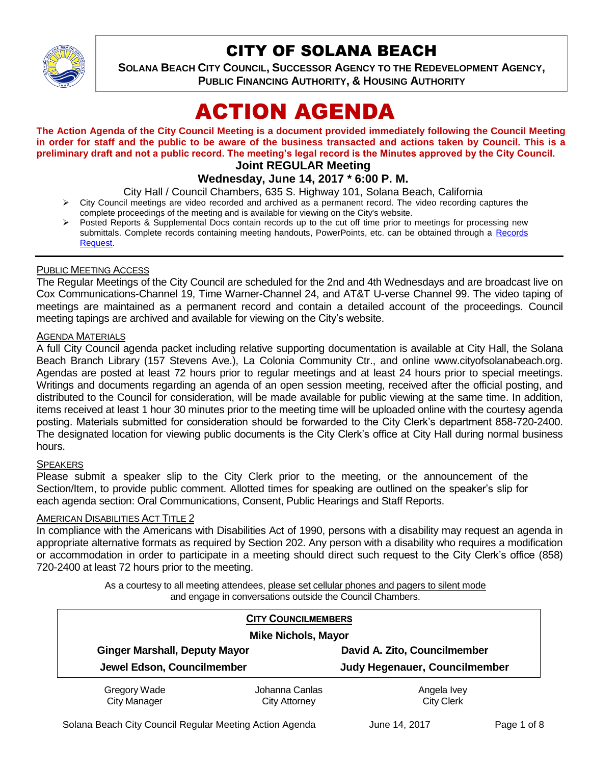# CITY OF SOLANA BEACH

**SOLANA BEACH CITY COUNCIL, SUCCESSOR AGENCY TO THE REDEVELOPMENT AGENCY, PUBLIC FINANCING AUTHORITY, & HOUSING AUTHORITY**

# ACTION AGENDA

**The Action Agenda of the City Council Meeting is a document provided immediately following the Council Meeting in order for staff and the public to be aware of the business transacted and actions taken by Council. This is a preliminary draft and not a public record. The meeting's legal record is the Minutes approved by the City Council.**

**Joint REGULAR Meeting**

**Wednesday, June 14, 2017 * 6:00 P. M.**

City Hall / Council Chambers, 635 S. Highway 101, Solana Beach, California

- City Council meetings are video recorded and archived as a permanent record. The video recording captures the complete proceedings of the meeting and is available for viewing on the City's website.
- Posted Reports & Supplemental Docs contain records up to the cut off time prior to meetings for processing new submittals. Complete records containing meeting handouts, PowerPoints, etc. can be obtained through a Records Request.

PUBLIC MEETING ACCESS

The Regular Meetings of the City Council are scheduled for the 2nd and 4th Wednesdays and are broadcast live on Cox Communications-Channel 19, Time Warner-Channel 24, and AT&T U-verse Channel 99. The video taping of meetings are maintained as a permanent record and contain a detailed account of the proceedings. Council meeting tapings are archived and available for viewing on the City's website.

AGENDA MATERIALS

A full City Council agenda packet including relative supporting documentation is available at City Hall, the Solana Beach Branch Library (157 Stevens Ave.), La Colonia Community Ctr., and online www.cityofsolanabeach.org. Agendas are posted at least 72 hours prior to regular meetings and at least 24 hours prior to special meetings. Writings and documents regarding an agenda of an open session meeting, received after the official posting, and distributed to the Council for consideration, will be made available for public viewing at the same time. In addition, items received at least 1 hour 30 minutes prior to the meeting time will be uploaded online with the courtesy agenda posting. Materials submitted for consideration should be forwarded to the City Clerk's department 858-720-2400. The designated location for viewing public documents is the City Clerk's office at City Hall during normal business hours.

SPEAKERS

Please submit a speaker slip to the City Clerk prior to the meeting, or the announcement of the Section/Item, to provide public comment. Allotted times for speaking are outlined on the speaker's slip for each agenda section: Oral Communications, Consent, Public Hearings and Staff Reports.

AMERICAN DISABILITIES ACT TITLE 2

In compliance with the Americans with Disabilities Act of 1990, persons with a disability may request an agenda in appropriate alternative formats as required by Section 202. Any person with a disability who requires a modification or accommodation in order to participate in a meeting should direct such request to the City Clerk's office (858) 720-2400 at least 72 hours prior to the meeting.

As a courtesy to all meeting attendees, please set cellular phones and pagers to silent mode and engage in conversations outside the Council Chambers.

**CITY COUNCILMEMBERS**

**Mike Nichols, Mayor**

| | |
|---|---|
| **Ginger Marshall, Deputy Mayor** | **David A. Zito, Councilmember** |
| **Jewel Edson, Councilmember** | **Judy Hegenauer, Councilmember** |

| | | |
|---|---|---|
| Gregory Wade<br>City Manager | Johanna Canlas<br>City Attorney | Angela Ivey<br>City Clerk |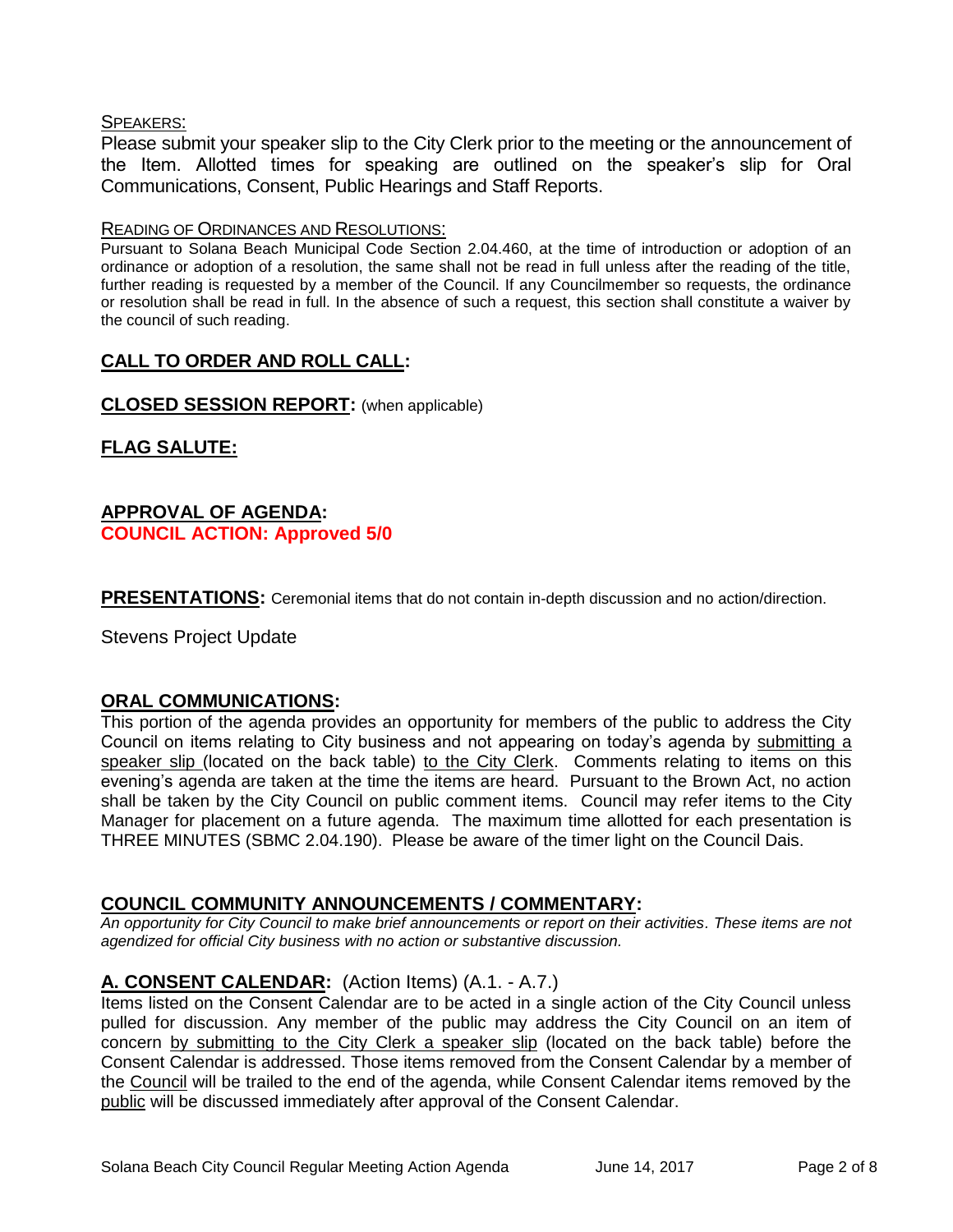SPEAKERS:

Please submit your speaker slip to the City Clerk prior to the meeting or the announcement of the Item. Allotted times for speaking are outlined on the speaker's slip for Oral Communications, Consent, Public Hearings and Staff Reports.

READING OF ORDINANCES AND RESOLUTIONS:

Pursuant to Solana Beach Municipal Code Section 2.04.460, at the time of introduction or adoption of an ordinance or adoption of a resolution, the same shall not be read in full unless after the reading of the title, further reading is requested by a member of the Council. If any Councilmember so requests, the ordinance or resolution shall be read in full. In the absence of such a request, this section shall constitute a waiver by the council of such reading.

## CALL TO ORDER AND ROLL CALL:

## CLOSED SESSION REPORT: (when applicable)

## FLAG SALUTE:

## APPROVAL OF AGENDA:

**COUNCIL ACTION: Approved 5/0**

**PRESENTATIONS:** Ceremonial items that do not contain in-depth discussion and no action/direction.

Stevens Project Update

## ORAL COMMUNICATIONS:

This portion of the agenda provides an opportunity for members of the public to address the City Council on items relating to City business and not appearing on today's agenda by submitting a speaker slip (located on the back table) to the City Clerk. Comments relating to items on this evening's agenda are taken at the time the items are heard. Pursuant to the Brown Act, no action shall be taken by the City Council on public comment items. Council may refer items to the City Manager for placement on a future agenda. The maximum time allotted for each presentation is THREE MINUTES (SBMC 2.04.190). Please be aware of the timer light on the Council Dais.

## COUNCIL COMMUNITY ANNOUNCEMENTS / COMMENTARY:

*An opportunity for City Council to make brief announcements or report on their activities. These items are not agendized for official City business with no action or substantive discussion.*

## A. CONSENT CALENDAR: (Action Items) (A.1. - A.7.)

Items listed on the Consent Calendar are to be acted in a single action of the City Council unless pulled for discussion. Any member of the public may address the City Council on an item of concern by submitting to the City Clerk a speaker slip (located on the back table) before the Consent Calendar is addressed. Those items removed from the Consent Calendar by a member of the Council will be trailed to the end of the agenda, while Consent Calendar items removed by the public will be discussed immediately after approval of the Consent Calendar.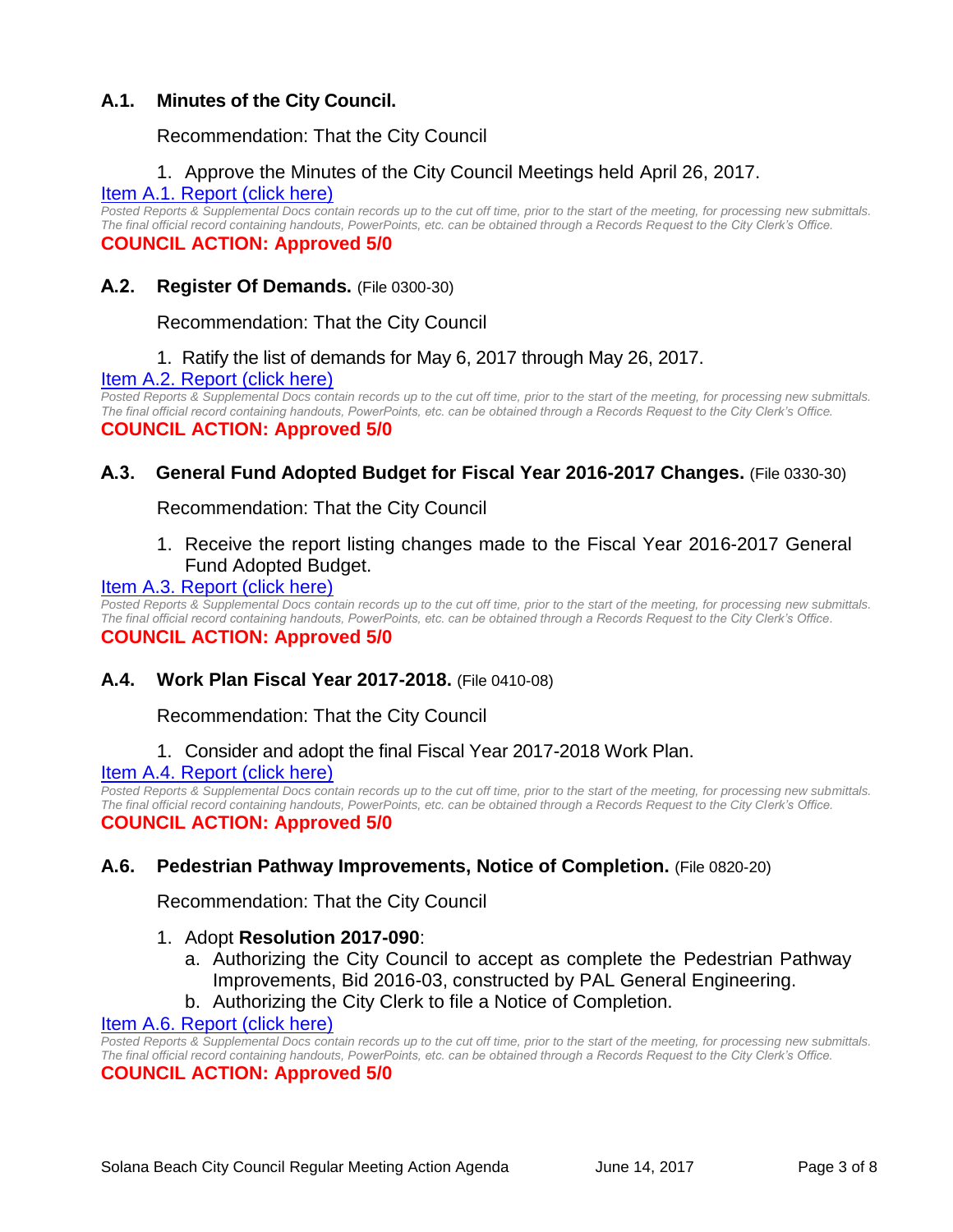### A.1. Minutes of the City Council.

Recommendation: That the City Council

1. Approve the Minutes of the City Council Meetings held April 26, 2017.

[Item A.1. Report (click here)](#)

*Posted Reports & Supplemental Docs contain records up to the cut off time, prior to the start of the meeting, for processing new submittals. The final official record containing handouts, PowerPoints, etc. can be obtained through a Records Request to the City Clerk's Office.*

**COUNCIL ACTION: Approved 5/0**

### A.2. Register Of Demands. (File 0300-30)

Recommendation: That the City Council

1. Ratify the list of demands for May 6, 2017 through May 26, 2017.

[Item A.2. Report (click here)](#)

*Posted Reports & Supplemental Docs contain records up to the cut off time, prior to the start of the meeting, for processing new submittals. The final official record containing handouts, PowerPoints, etc. can be obtained through a Records Request to the City Clerk's Office.*

**COUNCIL ACTION: Approved 5/0**

### A.3. General Fund Adopted Budget for Fiscal Year 2016-2017 Changes. (File 0330-30)

Recommendation: That the City Council

1. Receive the report listing changes made to the Fiscal Year 2016-2017 General Fund Adopted Budget.

[Item A.3. Report (click here)](#)

*Posted Reports & Supplemental Docs contain records up to the cut off time, prior to the start of the meeting, for processing new submittals. The final official record containing handouts, PowerPoints, etc. can be obtained through a Records Request to the City Clerk's Office.*

**COUNCIL ACTION: Approved 5/0**

### A.4. Work Plan Fiscal Year 2017-2018. (File 0410-08)

Recommendation: That the City Council

1. Consider and adopt the final Fiscal Year 2017-2018 Work Plan.

[Item A.4. Report (click here)](#)

*Posted Reports & Supplemental Docs contain records up to the cut off time, prior to the start of the meeting, for processing new submittals. The final official record containing handouts, PowerPoints, etc. can be obtained through a Records Request to the City Clerk's Office.*

**COUNCIL ACTION: Approved 5/0**

### A.6. Pedestrian Pathway Improvements, Notice of Completion. (File 0820-20)

Recommendation: That the City Council

1. Adopt **Resolution 2017-090**:
   a. Authorizing the City Council to accept as complete the Pedestrian Pathway Improvements, Bid 2016-03, constructed by PAL General Engineering.
   b. Authorizing the City Clerk to file a Notice of Completion.

[Item A.6. Report (click here)](#)

*Posted Reports & Supplemental Docs contain records up to the cut off time, prior to the start of the meeting, for processing new submittals. The final official record containing handouts, PowerPoints, etc. can be obtained through a Records Request to the City Clerk's Office.*

**COUNCIL ACTION: Approved 5/0**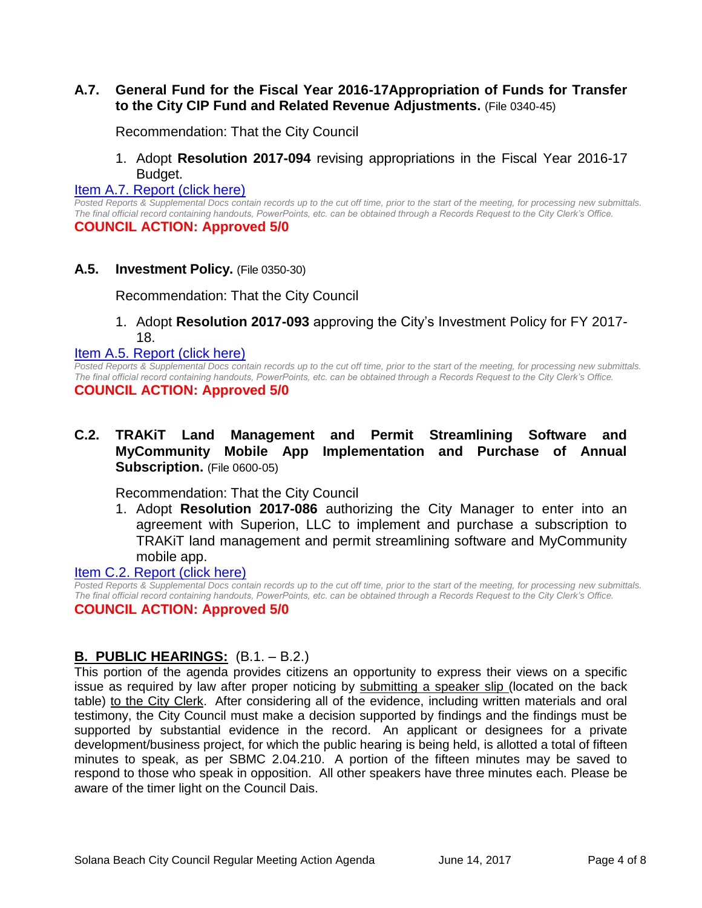### A.7. General Fund for the Fiscal Year 2016-17Appropriation of Funds for Transfer to the City CIP Fund and Related Revenue Adjustments. (File 0340-45)

Recommendation: That the City Council

1. Adopt **Resolution 2017-094** revising appropriations in the Fiscal Year 2016-17 Budget.

[Item A.7. Report (click here)]

*Posted Reports & Supplemental Docs contain records up to the cut off time, prior to the start of the meeting, for processing new submittals. The final official record containing handouts, PowerPoints, etc. can be obtained through a Records Request to the City Clerk's Office.*

**COUNCIL ACTION: Approved 5/0**

### A.5. Investment Policy. (File 0350-30)

Recommendation: That the City Council

1. Adopt **Resolution 2017-093** approving the City's Investment Policy for FY 2017-18.

[Item A.5. Report (click here)]

*Posted Reports & Supplemental Docs contain records up to the cut off time, prior to the start of the meeting, for processing new submittals. The final official record containing handouts, PowerPoints, etc. can be obtained through a Records Request to the City Clerk's Office.*

**COUNCIL ACTION: Approved 5/0**

### C.2. TRAKiT Land Management and Permit Streamlining Software and MyCommunity Mobile App Implementation and Purchase of Annual Subscription. (File 0600-05)

Recommendation: That the City Council

1. Adopt **Resolution 2017-086** authorizing the City Manager to enter into an agreement with Superion, LLC to implement and purchase a subscription to TRAKiT land management and permit streamlining software and MyCommunity mobile app.

[Item C.2. Report (click here)]

*Posted Reports & Supplemental Docs contain records up to the cut off time, prior to the start of the meeting, for processing new submittals. The final official record containing handouts, PowerPoints, etc. can be obtained through a Records Request to the City Clerk's Office.*

**COUNCIL ACTION: Approved 5/0**

## B. PUBLIC HEARINGS: (B.1. – B.2.)

This portion of the agenda provides citizens an opportunity to express their views on a specific issue as required by law after proper noticing by submitting a speaker slip (located on the back table) to the City Clerk. After considering all of the evidence, including written materials and oral testimony, the City Council must make a decision supported by findings and the findings must be supported by substantial evidence in the record. An applicant or designees for a private development/business project, for which the public hearing is being held, is allotted a total of fifteen minutes to speak, as per SBMC 2.04.210. A portion of the fifteen minutes may be saved to respond to those who speak in opposition. All other speakers have three minutes each. Please be aware of the timer light on the Council Dais.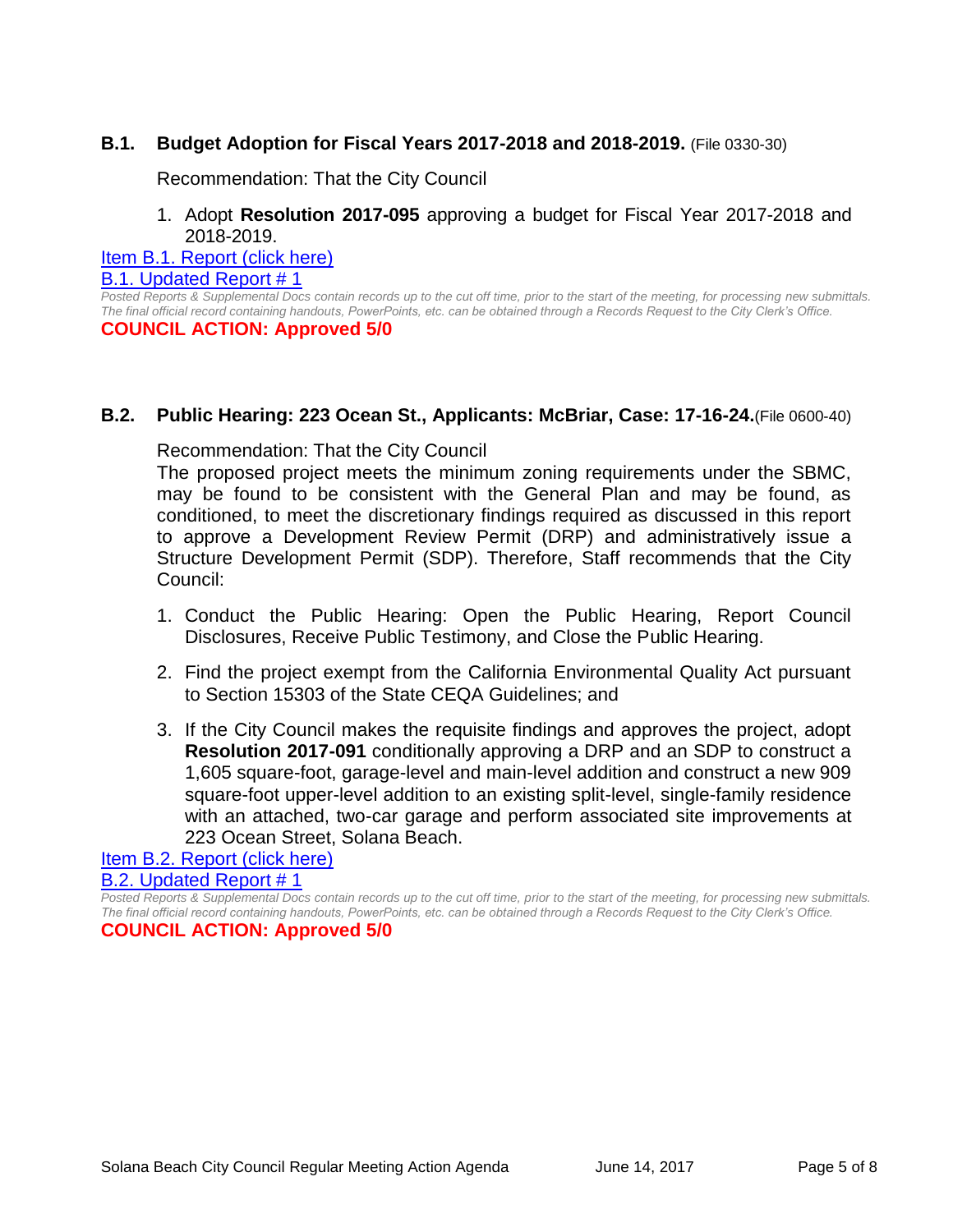### B.1. Budget Adoption for Fiscal Years 2017-2018 and 2018-2019. (File 0330-30)

Recommendation: That the City Council

1. Adopt **Resolution 2017-095** approving a budget for Fiscal Year 2017-2018 and 2018-2019.

[Item B.1. Report (click here)]

[B.1. Updated Report # 1]

*Posted Reports & Supplemental Docs contain records up to the cut off time, prior to the start of the meeting, for processing new submittals. The final official record containing handouts, PowerPoints, etc. can be obtained through a Records Request to the City Clerk's Office.*

**COUNCIL ACTION: Approved 5/0**

### B.2. Public Hearing: 223 Ocean St., Applicants: McBriar, Case: 17-16-24. (File 0600-40)

Recommendation: That the City Council

The proposed project meets the minimum zoning requirements under the SBMC, may be found to be consistent with the General Plan and may be found, as conditioned, to meet the discretionary findings required as discussed in this report to approve a Development Review Permit (DRP) and administratively issue a Structure Development Permit (SDP). Therefore, Staff recommends that the City Council:

1. Conduct the Public Hearing: Open the Public Hearing, Report Council Disclosures, Receive Public Testimony, and Close the Public Hearing.

2. Find the project exempt from the California Environmental Quality Act pursuant to Section 15303 of the State CEQA Guidelines; and

3. If the City Council makes the requisite findings and approves the project, adopt **Resolution 2017-091** conditionally approving a DRP and an SDP to construct a 1,605 square-foot, garage-level and main-level addition and construct a new 909 square-foot upper-level addition to an existing split-level, single-family residence with an attached, two-car garage and perform associated site improvements at 223 Ocean Street, Solana Beach.

[Item B.2. Report (click here)]

[B.2. Updated Report # 1]

*Posted Reports & Supplemental Docs contain records up to the cut off time, prior to the start of the meeting, for processing new submittals. The final official record containing handouts, PowerPoints, etc. can be obtained through a Records Request to the City Clerk's Office.*

**COUNCIL ACTION: Approved 5/0**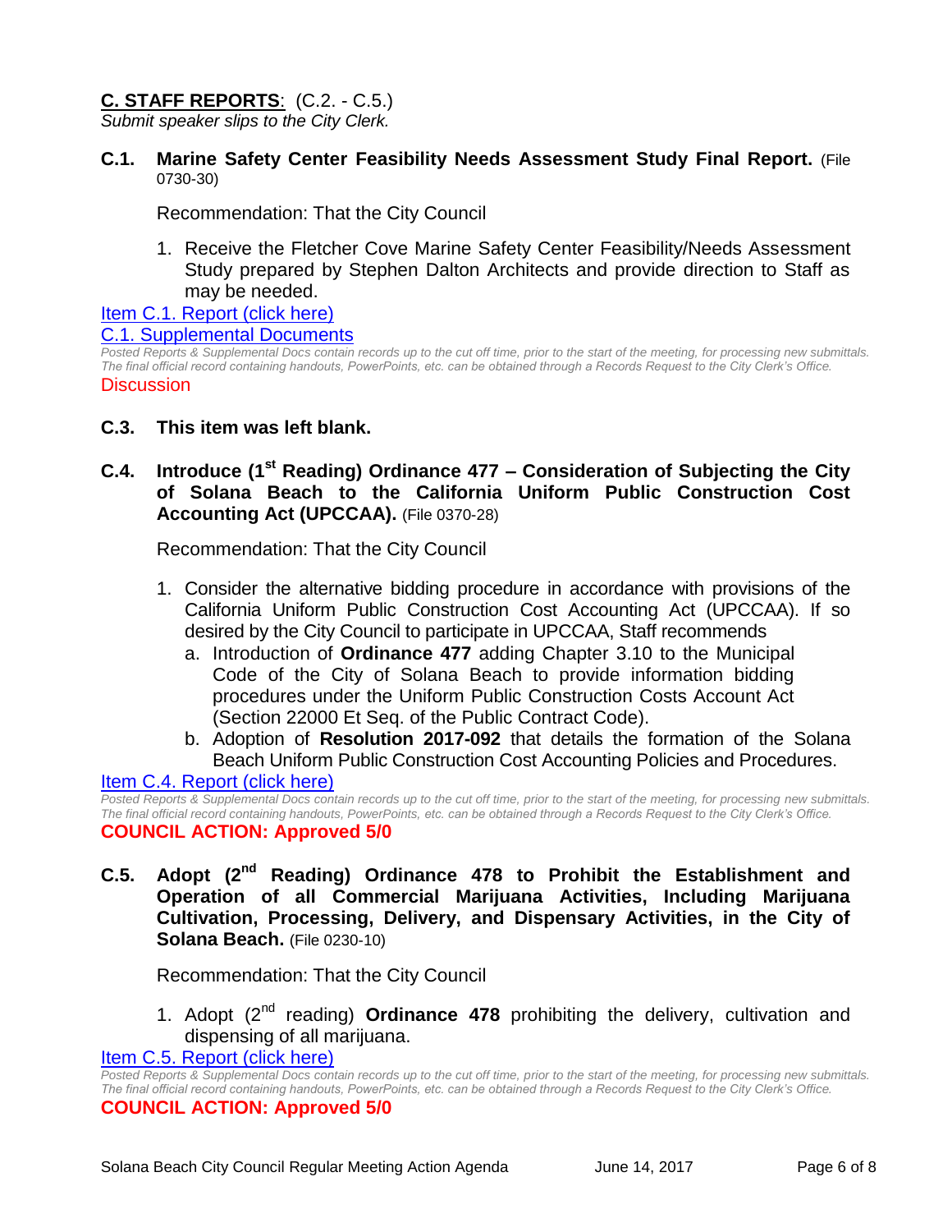## **C. STAFF REPORTS**: (C.2. - C.5.)

*Submit speaker slips to the City Clerk.*

**C.1. Marine Safety Center Feasibility Needs Assessment Study Final Report.** (File 0730-30)

Recommendation: That the City Council

1. Receive the Fletcher Cove Marine Safety Center Feasibility/Needs Assessment Study prepared by Stephen Dalton Architects and provide direction to Staff as may be needed.

Item C.1. Report (click here)

C.1. Supplemental Documents

*Posted Reports & Supplemental Docs contain records up to the cut off time, prior to the start of the meeting, for processing new submittals. The final official record containing handouts, PowerPoints, etc. can be obtained through a Records Request to the City Clerk's Office.*

Discussion

**C.3. This item was left blank.**

**C.4. Introduce (1st Reading) Ordinance 477 – Consideration of Subjecting the City of Solana Beach to the California Uniform Public Construction Cost Accounting Act (UPCCAA).** (File 0370-28)

Recommendation: That the City Council

1. Consider the alternative bidding procedure in accordance with provisions of the California Uniform Public Construction Cost Accounting Act (UPCCAA). If so desired by the City Council to participate in UPCCAA, Staff recommends
   a. Introduction of **Ordinance 477** adding Chapter 3.10 to the Municipal Code of the City of Solana Beach to provide information bidding procedures under the Uniform Public Construction Costs Account Act (Section 22000 Et Seq. of the Public Contract Code).
   b. Adoption of **Resolution 2017-092** that details the formation of the Solana Beach Uniform Public Construction Cost Accounting Policies and Procedures.

Item C.4. Report (click here)

*Posted Reports & Supplemental Docs contain records up to the cut off time, prior to the start of the meeting, for processing new submittals. The final official record containing handouts, PowerPoints, etc. can be obtained through a Records Request to the City Clerk's Office.*

**COUNCIL ACTION: Approved 5/0**

**C.5. Adopt (2nd Reading) Ordinance 478 to Prohibit the Establishment and Operation of all Commercial Marijuana Activities, Including Marijuana Cultivation, Processing, Delivery, and Dispensary Activities, in the City of Solana Beach.** (File 0230-10)

Recommendation: That the City Council

1. Adopt (2nd reading) **Ordinance 478** prohibiting the delivery, cultivation and dispensing of all marijuana.

Item C.5. Report (click here)

*Posted Reports & Supplemental Docs contain records up to the cut off time, prior to the start of the meeting, for processing new submittals. The final official record containing handouts, PowerPoints, etc. can be obtained through a Records Request to the City Clerk's Office.*

**COUNCIL ACTION: Approved 5/0**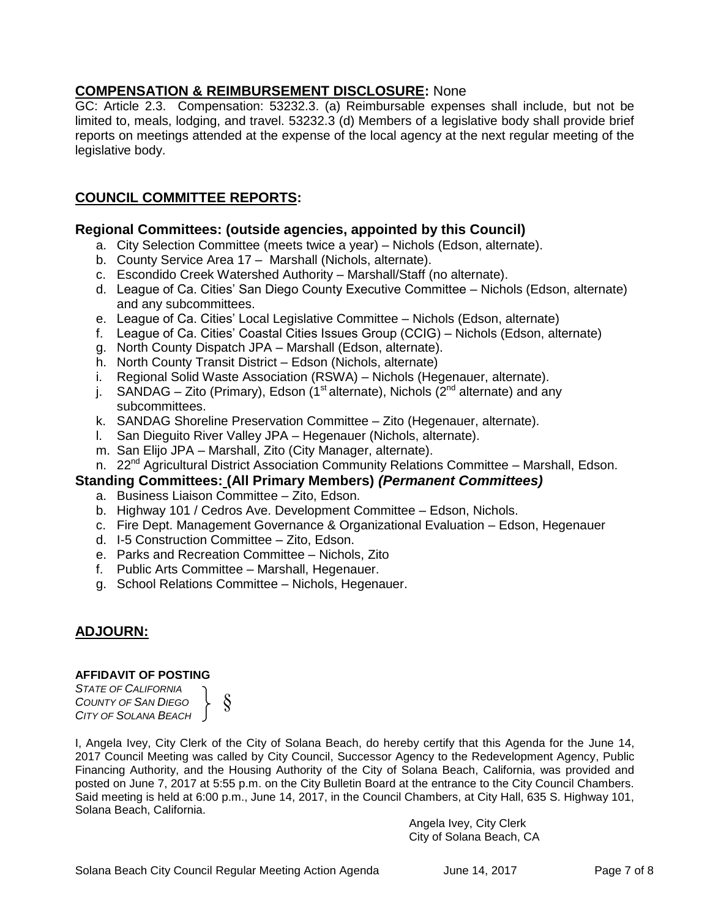## **COMPENSATION & REIMBURSEMENT DISCLOSURE:** None

GC: Article 2.3. Compensation: 53232.3. (a) Reimbursable expenses shall include, but not be limited to, meals, lodging, and travel. 53232.3 (d) Members of a legislative body shall provide brief reports on meetings attended at the expense of the local agency at the next regular meeting of the legislative body.

## **COUNCIL COMMITTEE REPORTS:**

### Regional Committees: (outside agencies, appointed by this Council)

a. City Selection Committee (meets twice a year) – Nichols (Edson, alternate).
b. County Service Area 17 – Marshall (Nichols, alternate).
c. Escondido Creek Watershed Authority – Marshall/Staff (no alternate).
d. League of Ca. Cities' San Diego County Executive Committee – Nichols (Edson, alternate) and any subcommittees.
e. League of Ca. Cities' Local Legislative Committee – Nichols (Edson, alternate)
f. League of Ca. Cities' Coastal Cities Issues Group (CCIG) – Nichols (Edson, alternate)
g. North County Dispatch JPA – Marshall (Edson, alternate).
h. North County Transit District – Edson (Nichols, alternate)
i. Regional Solid Waste Association (RSWA) – Nichols (Hegenauer, alternate).
j. SANDAG – Zito (Primary), Edson (1st alternate), Nichols (2nd alternate) and any subcommittees.
k. SANDAG Shoreline Preservation Committee – Zito (Hegenauer, alternate).
l. San Dieguito River Valley JPA – Hegenauer (Nichols, alternate).
m. San Elijo JPA – Marshall, Zito (City Manager, alternate).
n. 22nd Agricultural District Association Community Relations Committee – Marshall, Edson.

### Standing Committees: (All Primary Members) *(Permanent Committees)*

a. Business Liaison Committee – Zito, Edson.
b. Highway 101 / Cedros Ave. Development Committee – Edson, Nichols.
c. Fire Dept. Management Governance & Organizational Evaluation – Edson, Hegenauer
d. I-5 Construction Committee – Zito, Edson.
e. Parks and Recreation Committee – Nichols, Zito
f. Public Arts Committee – Marshall, Hegenauer.
g. School Relations Committee – Nichols, Hegenauer.

## **ADJOURN:**

**AFFIDAVIT OF POSTING**

*STATE OF CALIFORNIA*
*COUNTY OF SAN DIEGO* §
*CITY OF SOLANA BEACH*

I, Angela Ivey, City Clerk of the City of Solana Beach, do hereby certify that this Agenda for the June 14, 2017 Council Meeting was called by City Council, Successor Agency to the Redevelopment Agency, Public Financing Authority, and the Housing Authority of the City of Solana Beach, California, was provided and posted on June 7, 2017 at 5:55 p.m. on the City Bulletin Board at the entrance to the City Council Chambers. Said meeting is held at 6:00 p.m., June 14, 2017, in the Council Chambers, at City Hall, 635 S. Highway 101, Solana Beach, California.

Angela Ivey, City Clerk
City of Solana Beach, CA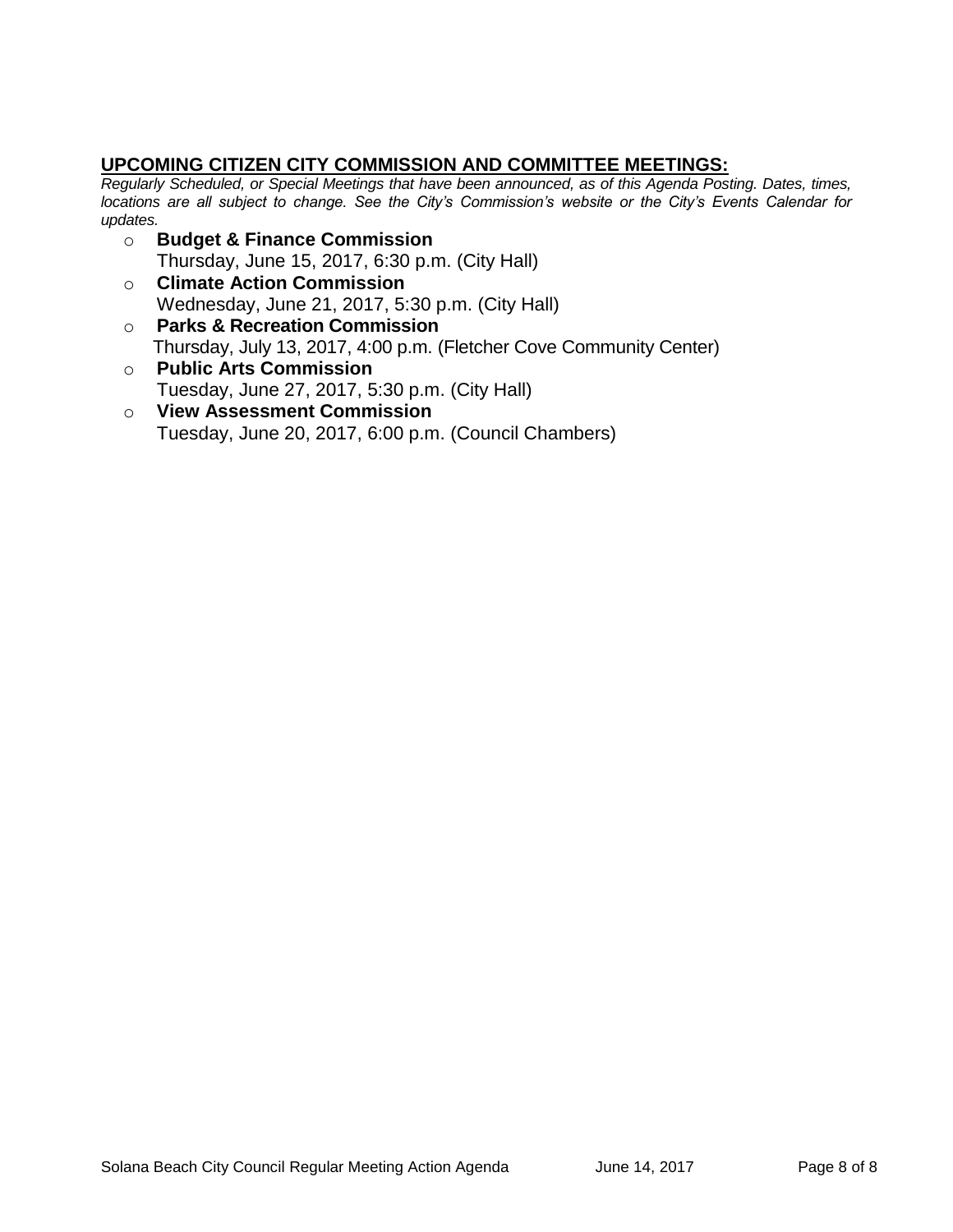## UPCOMING CITIZEN CITY COMMISSION AND COMMITTEE MEETINGS:

*Regularly Scheduled, or Special Meetings that have been announced, as of this Agenda Posting. Dates, times, locations are all subject to change. See the City's Commission's website or the City's Events Calendar for updates.*

- **Budget & Finance Commission**
  Thursday, June 15, 2017, 6:30 p.m. (City Hall)
- **Climate Action Commission**
  Wednesday, June 21, 2017, 5:30 p.m. (City Hall)
- **Parks & Recreation Commission**
  Thursday, July 13, 2017, 4:00 p.m. (Fletcher Cove Community Center)
- **Public Arts Commission**
  Tuesday, June 27, 2017, 5:30 p.m. (City Hall)
- **View Assessment Commission**
  Tuesday, June 20, 2017, 6:00 p.m. (Council Chambers)